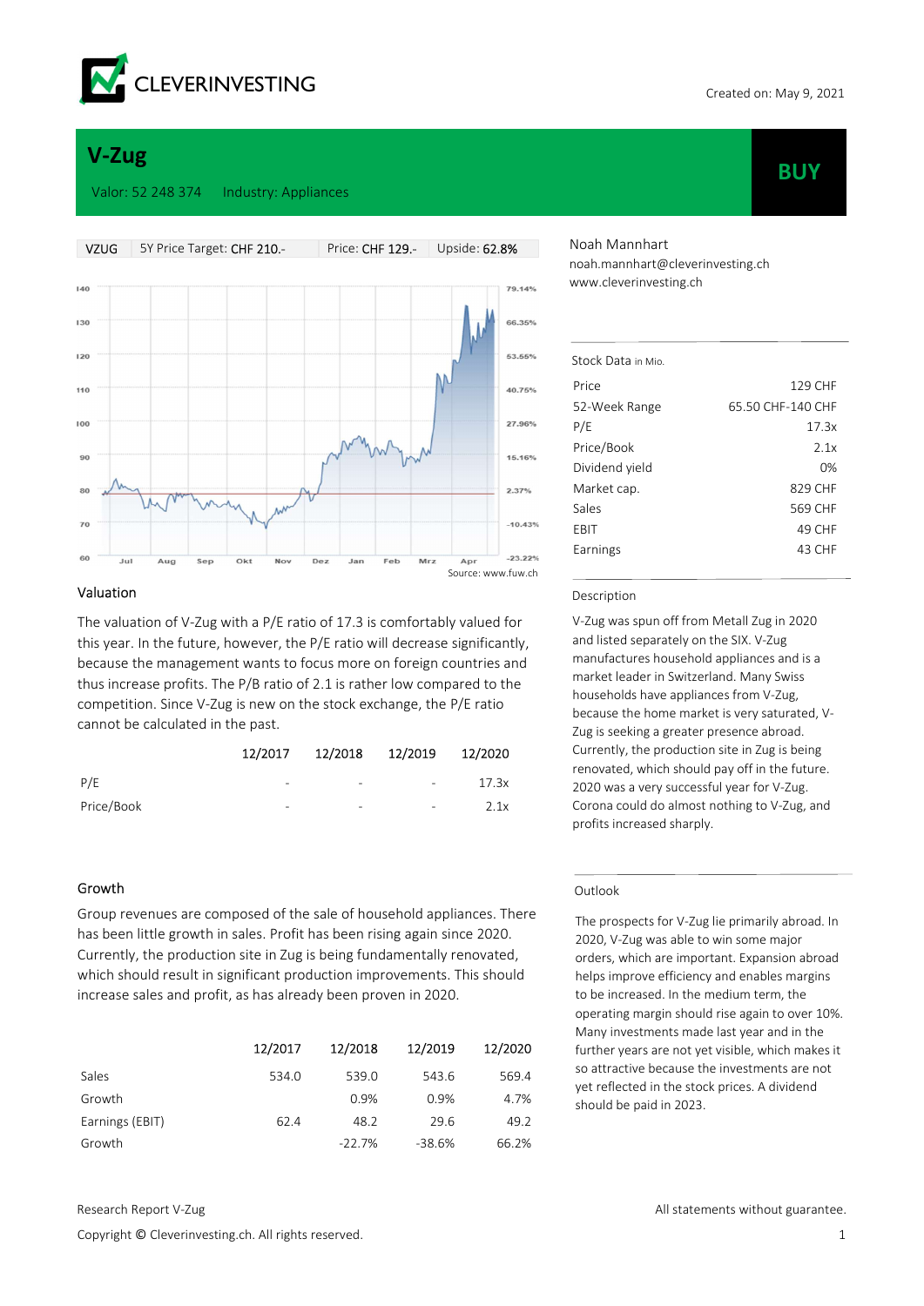CLEVERINVESTING

Created on: May 9, 2021

# V-Zug

Valor: 52 248 374 Industry: Appliances

**BUY**

| VZUG | 5Y Price Target: CHF 210.- | Price: CHF 129.- | Upside: 62.8% |
|---|---|---|---|

Source: www.fuw.ch

Noah Mannhart
noah.mannhart@cleverinvesting.ch
www.cleverinvesting.ch

Stock Data in Mio.

| | |
|---|---|
| Price | 129 CHF |
| 52-Week Range | 65.50 CHF-140 CHF |
| P/E | 17.3x |
| Price/Book | 2.1x |
| Dividend yield | 0% |
| Market cap. | 829 CHF |
| Sales | 569 CHF |
| EBIT | 49 CHF |
| Earnings | 43 CHF |

## Valuation

The valuation of V-Zug with a P/E ratio of 17.3 is comfortably valued for this year. In the future, however, the P/E ratio will decrease significantly, because the management wants to focus more on foreign countries and thus increase profits. The P/B ratio of 2.1 is rather low compared to the competition. Since V-Zug is new on the stock exchange, the P/E ratio cannot be calculated in the past.

| | 12/2017 | 12/2018 | 12/2019 | 12/2020 |
|---|---|---|---|---|
| P/E | - | - | - | 17.3x |
| Price/Book | - | - | - | 2.1x |

## Description

V-Zug was spun off from Metall Zug in 2020 and listed separately on the SIX. V-Zug manufactures household appliances and is a market leader in Switzerland. Many Swiss households have appliances from V-Zug, because the home market is very saturated, V-Zug is seeking a greater presence abroad. Currently, the production site in Zug is being renovated, which should pay off in the future. 2020 was a very successful year for V-Zug. Corona could do almost nothing to V-Zug, and profits increased sharply.

## Growth

Group revenues are composed of the sale of household appliances. There has been little growth in sales. Profit has been rising again since 2020. Currently, the production site in Zug is being fundamentally renovated, which should result in significant production improvements. This should increase sales and profit, as has already been proven in 2020.

| | 12/2017 | 12/2018 | 12/2019 | 12/2020 |
|---|---|---|---|---|
| Sales | 534.0 | 539.0 | 543.6 | 569.4 |
| Growth | | 0.9% | 0.9% | 4.7% |
| Earnings (EBIT) | 62.4 | 48.2 | 29.6 | 49.2 |
| Growth | | -22.7% | -38.6% | 66.2% |

## Outlook

The prospects for V-Zug lie primarily abroad. In 2020, V-Zug was able to win some major orders, which are important. Expansion abroad helps improve efficiency and enables margins to be increased. In the medium term, the operating margin should rise again to over 10%. Many investments made last year and in the further years are not yet visible, which makes it so attractive because the investments are not yet reflected in the stock prices. A dividend should be paid in 2023.

Research Report V-Zug

All statements without guarantee.

Copyright © Cleverinvesting.ch. All rights reserved.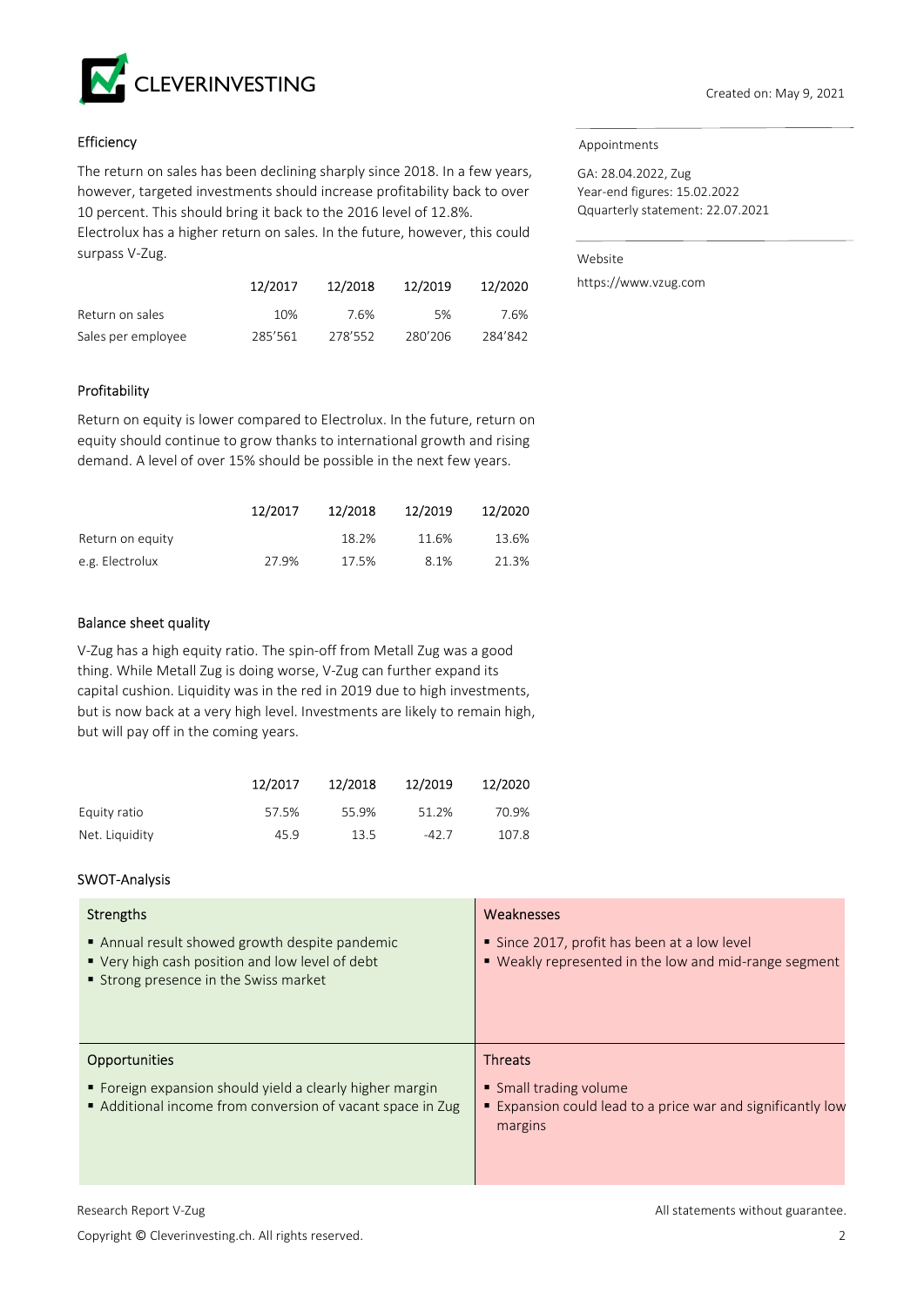Created on: May 9, 2021

## Efficiency

The return on sales has been declining sharply since 2018. In a few years, however, targeted investments should increase profitability back to over 10 percent. This should bring it back to the 2016 level of 12.8%. Electrolux has a higher return on sales. In the future, however, this could surpass V-Zug.

| | 12/2017 | 12/2018 | 12/2019 | 12/2020 |
|---|---|---|---|---|
| Return on sales | 10% | 7.6% | 5% | 7.6% |
| Sales per employee | 285'561 | 278'552 | 280'206 | 284'842 |

## Profitability

Return on equity is lower compared to Electrolux. In the future, return on equity should continue to grow thanks to international growth and rising demand. A level of over 15% should be possible in the next few years.

| | 12/2017 | 12/2018 | 12/2019 | 12/2020 |
|---|---|---|---|---|
| Return on equity | | 18.2% | 11.6% | 13.6% |
| e.g. Electrolux | 27.9% | 17.5% | 8.1% | 21.3% |

## Balance sheet quality

V-Zug has a high equity ratio. The spin-off from Metall Zug was a good thing. While Metall Zug is doing worse, V-Zug can further expand its capital cushion. Liquidity was in the red in 2019 due to high investments, but is now back at a very high level. Investments are likely to remain high, but will pay off in the coming years.

| | 12/2017 | 12/2018 | 12/2019 | 12/2020 |
|---|---|---|---|---|
| Equity ratio | 57.5% | 55.9% | 51.2% | 70.9% |
| Net. Liquidity | 45.9 | 13.5 | -42.7 | 107.8 |

## SWOT-Analysis

| Strengths | Weaknesses |
|---|---|
| ▪ Annual result showed growth despite pandemic<br>▪ Very high cash position and low level of debt<br>▪ Strong presence in the Swiss market | ▪ Since 2017, profit has been at a low level<br>▪ Weakly represented in the low and mid-range segment |
| **Opportunities** | **Threats** |
| ▪ Foreign expansion should yield a clearly higher margin<br>▪ Additional income from conversion of vacant space in Zug | ▪ Small trading volume<br>▪ Expansion could lead to a price war and significantly low margins |

### Appointments

GA: 28.04.2022, Zug
Year-end figures: 15.02.2022
Qquarterly statement: 22.07.2021

### Website

https://www.vzug.com

Research Report V-Zug

All statements without guarantee.

Copyright © Cleverinvesting.ch. All rights reserved.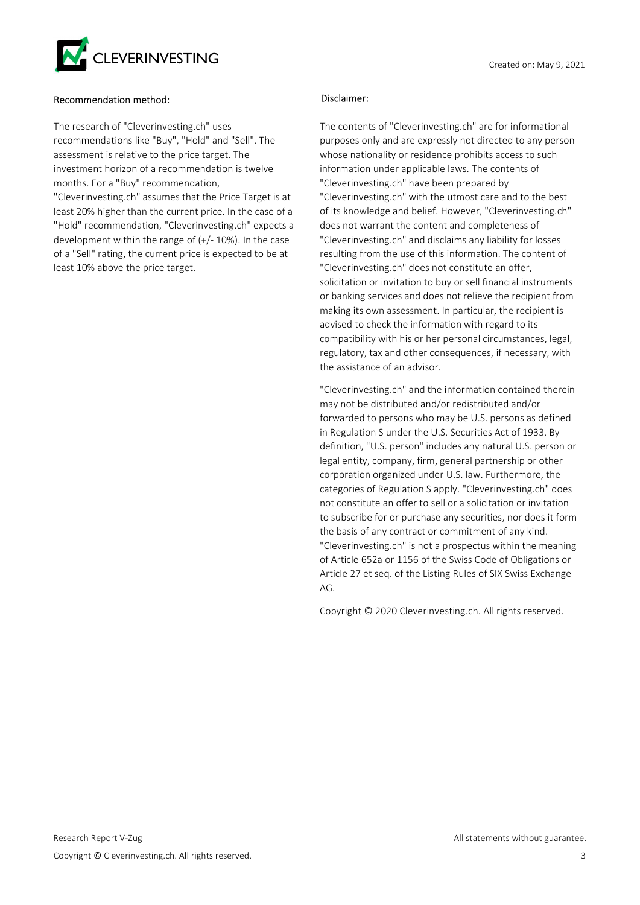## Recommendation method:

The research of "Cleverinvesting.ch" uses recommendations like "Buy", "Hold" and "Sell". The assessment is relative to the price target. The investment horizon of a recommendation is twelve months. For a "Buy" recommendation, "Cleverinvesting.ch" assumes that the Price Target is at least 20% higher than the current price. In the case of a "Hold" recommendation, "Cleverinvesting.ch" expects a development within the range of (+/- 10%). In the case of a "Sell" rating, the current price is expected to be at least 10% above the price target.

## Disclaimer:

The contents of "Cleverinvesting.ch" are for informational purposes only and are expressly not directed to any person whose nationality or residence prohibits access to such information under applicable laws. The contents of "Cleverinvesting.ch" have been prepared by "Cleverinvesting.ch" with the utmost care and to the best of its knowledge and belief. However, "Cleverinvesting.ch" does not warrant the content and completeness of "Cleverinvesting.ch" and disclaims any liability for losses resulting from the use of this information. The content of "Cleverinvesting.ch" does not constitute an offer, solicitation or invitation to buy or sell financial instruments or banking services and does not relieve the recipient from making its own assessment. In particular, the recipient is advised to check the information with regard to its compatibility with his or her personal circumstances, legal, regulatory, tax and other consequences, if necessary, with the assistance of an advisor.

"Cleverinvesting.ch" and the information contained therein may not be distributed and/or redistributed and/or forwarded to persons who may be U.S. persons as defined in Regulation S under the U.S. Securities Act of 1933. By definition, "U.S. person" includes any natural U.S. person or legal entity, company, firm, general partnership or other corporation organized under U.S. law. Furthermore, the categories of Regulation S apply. "Cleverinvesting.ch" does not constitute an offer to sell or a solicitation or invitation to subscribe for or purchase any securities, nor does it form the basis of any contract or commitment of any kind. "Cleverinvesting.ch" is not a prospectus within the meaning of Article 652a or 1156 of the Swiss Code of Obligations or Article 27 et seq. of the Listing Rules of SIX Swiss Exchange AG.

Copyright © 2020 Cleverinvesting.ch. All rights reserved.